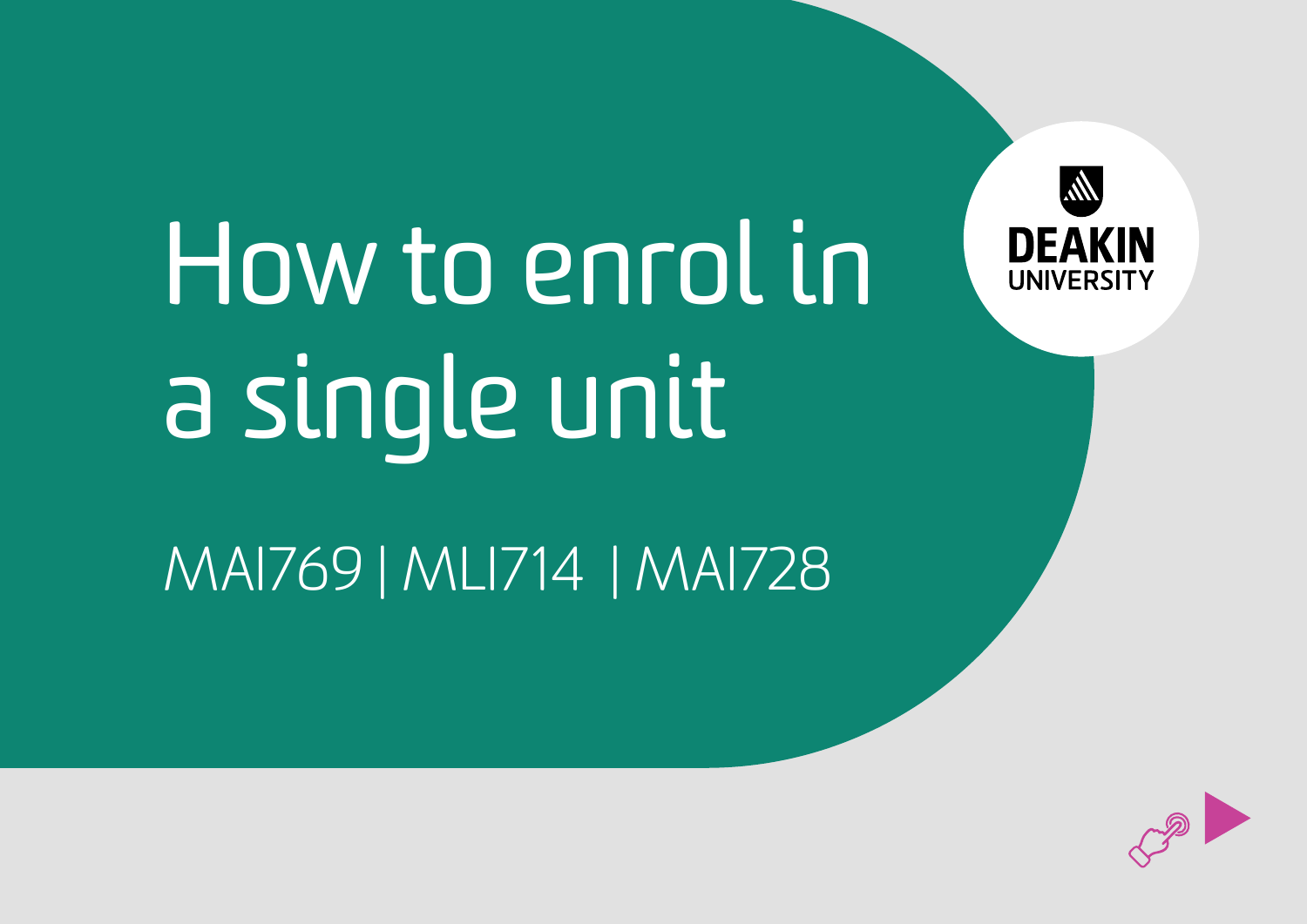# How to enrol in a single unit

MAI769 | MLI714 | MAI728

DEAKIN UNIVERSITY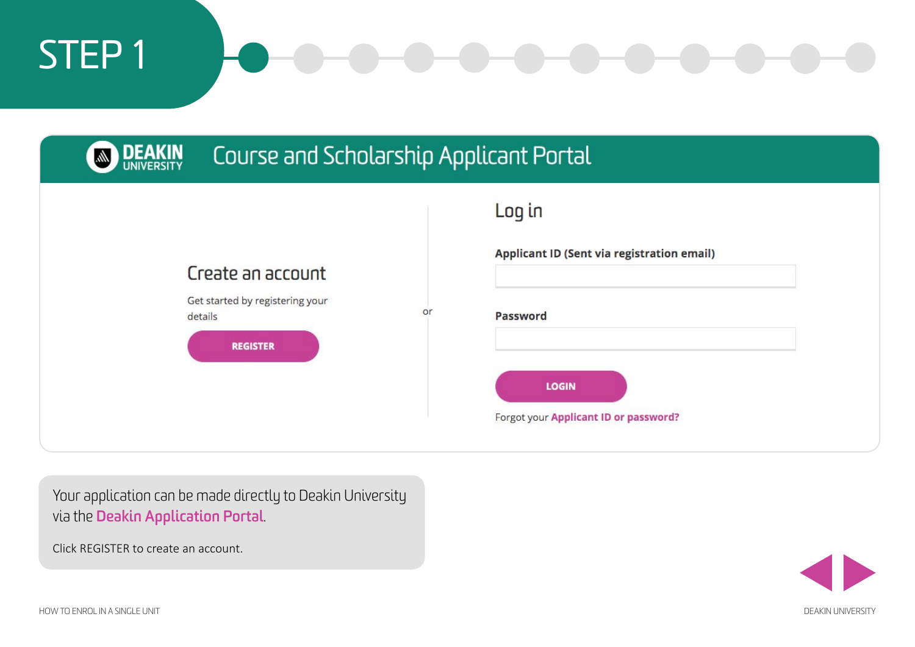# STEP 1

## Course and Scholarship Applicant Portal

### Create an account

Get started by registering your details

REGISTER

or

### Log in

**Applicant ID (Sent via registration email)**

**Password**

LOGIN

Forgot your **Applicant ID or password?**

Your application can be made directly to Deakin University via the **Deakin Application Portal**.

Click REGISTER to create an account.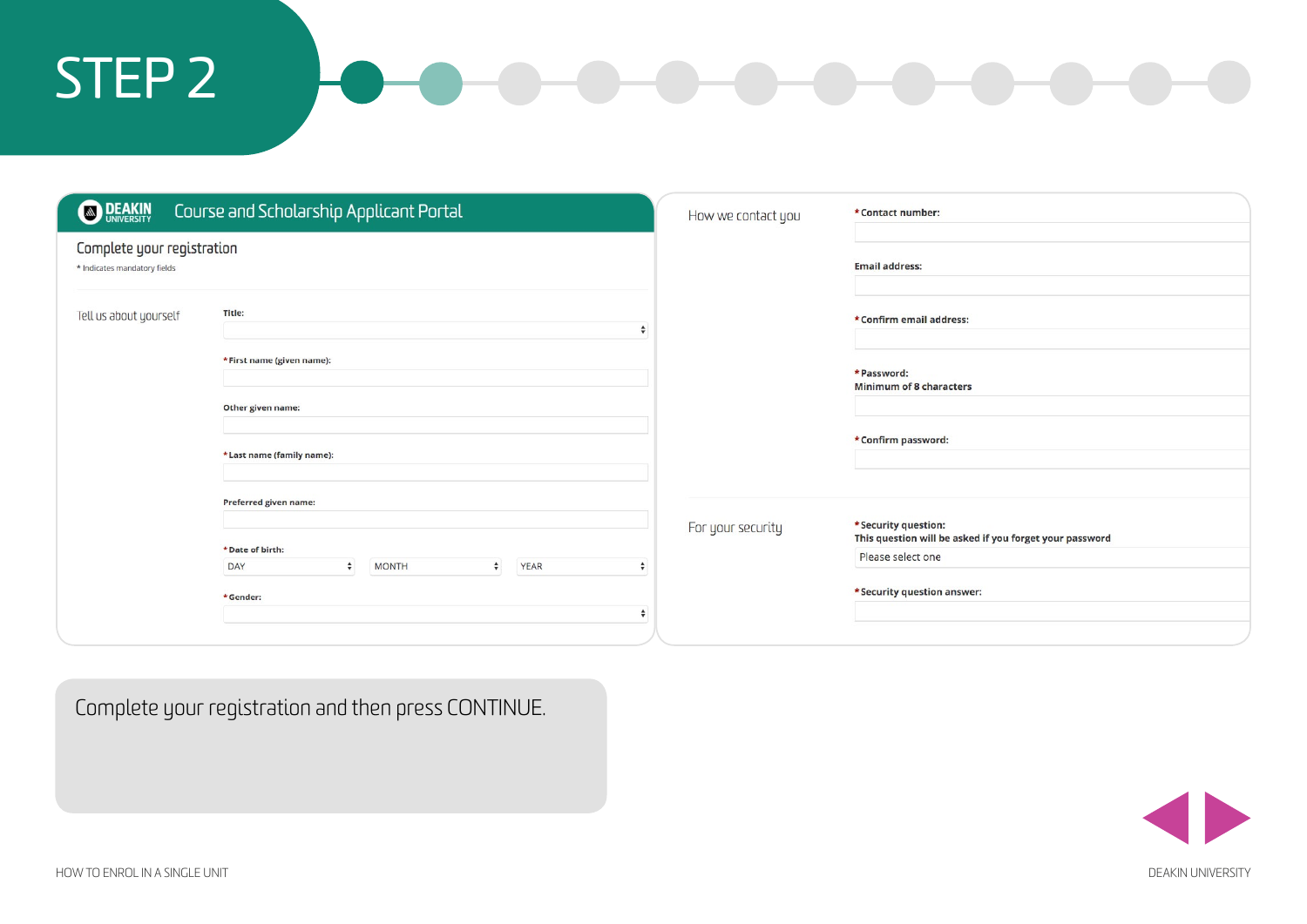# STEP 2

**DEAKIN UNIVERSITY** Course and Scholarship Applicant Portal

## Complete your registration

* Indicates mandatory fields

### Tell us about yourself

**Title:**

*** First name (given name):**

**Other given name:**

*** Last name (family name):**

**Preferred given name:**

*** Date of birth:** DAY MONTH YEAR

*** Gender:**

### How we contact you

*** Contact number:**

**Email address:**

*** Confirm email address:**

*** Password:**
**Minimum of 8 characters**

*** Confirm password:**

### For your security

*** Security question:**
**This question will be asked if you forget your password**

Please select one

*** Security question answer:**

Complete your registration and then press CONTINUE.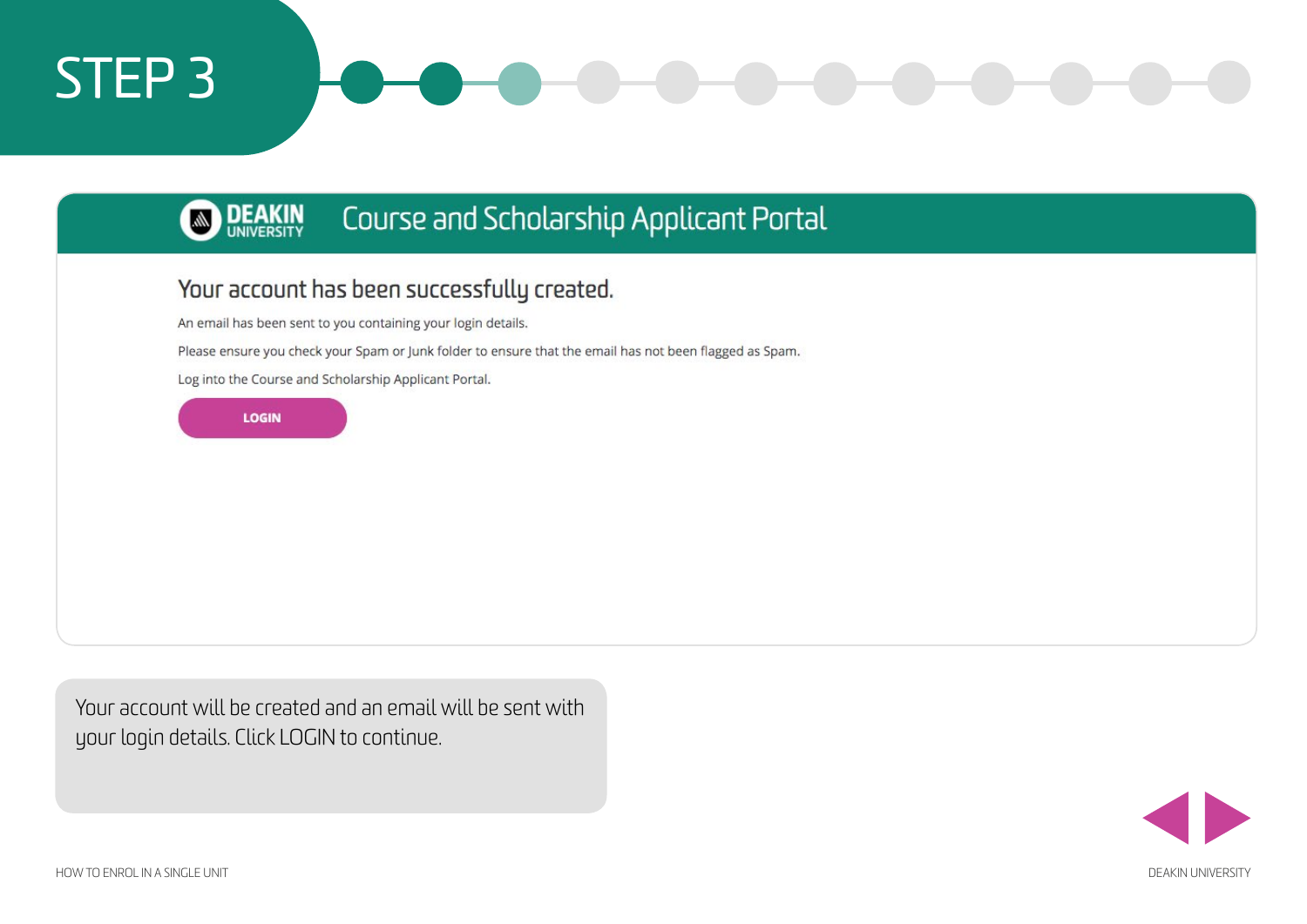# STEP 3

**DEAKIN UNIVERSITY** Course and Scholarship Applicant Portal

## Your account has been successfully created.

An email has been sent to you containing your login details.

Please ensure you check your Spam or Junk folder to ensure that the email has not been flagged as Spam.

Log into the Course and Scholarship Applicant Portal.

LOGIN

Your account will be created and an email will be sent with your login details. Click LOGIN to continue.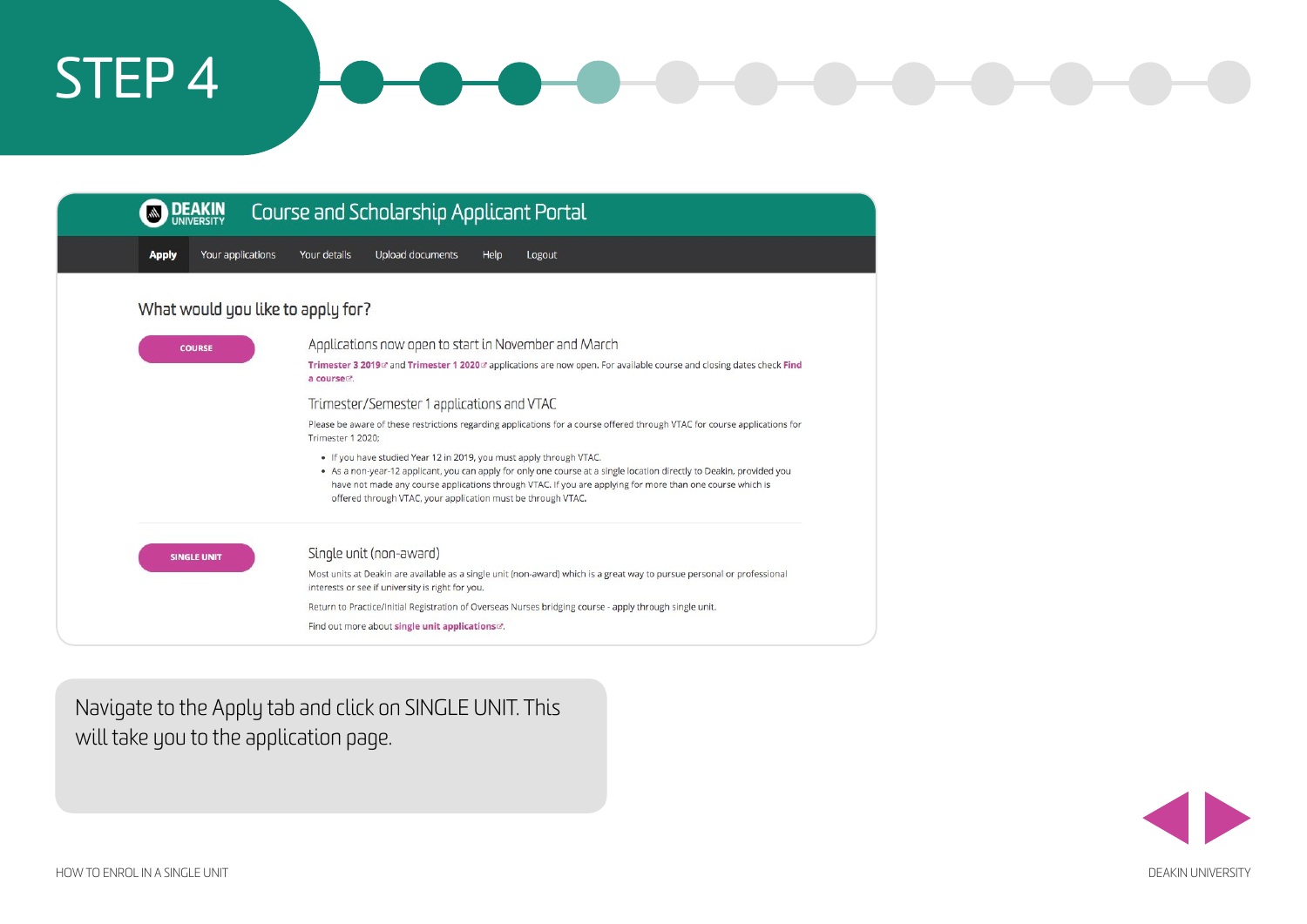# STEP 4

**DEAKIN UNIVERSITY** Course and Scholarship Applicant Portal

**Apply** | Your applications | Your details | Upload documents | Help | Logout

## What would you like to apply for?

COURSE

### Applications now open to start in November and March

**Trimester 3 2019** and **Trimester 1 2020** applications are now open. For available course and closing dates check **Find a course**.

### Trimester/Semester 1 applications and VTAC

Please be aware of these restrictions regarding applications for a course offered through VTAC for course applications for Trimester 1 2020;

- If you have studied Year 12 in 2019, you must apply through VTAC.
- As a non-year-12 applicant, you can apply for only one course at a single location directly to Deakin, provided you have not made any course applications through VTAC. If you are applying for more than one course which is offered through VTAC, your application must be through VTAC.

SINGLE UNIT

### Single unit (non-award)

Most units at Deakin are available as a single unit (non-award) which is a great way to pursue personal or professional interests or see if university is right for you.

Return to Practice/Initial Registration of Overseas Nurses bridging course - apply through single unit.

Find out more about **single unit applications**.

Navigate to the Apply tab and click on SINGLE UNIT. This will take you to the application page.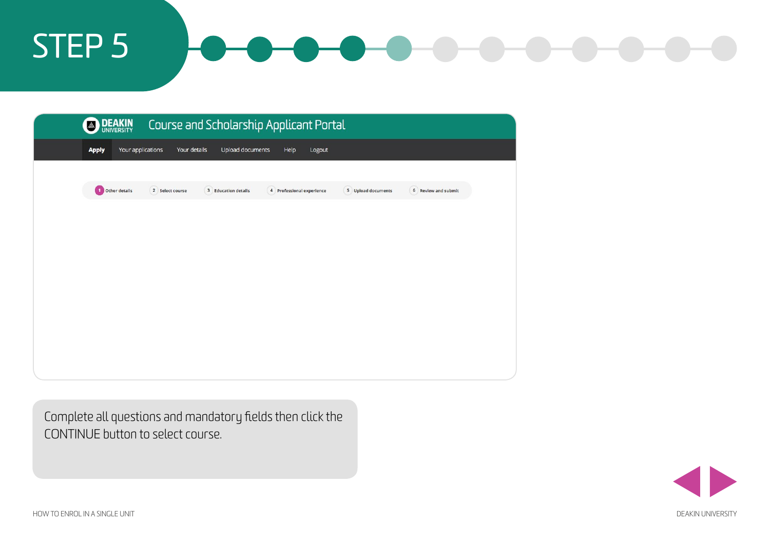# STEP 5

**DEAKIN UNIVERSITY** Course and Scholarship Applicant Portal

**Apply** | Your applications | Your details | Upload documents | Help | Logout

1 Other details | 2 Select course | 3 Education details | 4 Professional experience | 5 Upload documents | 6 Review and submit

Complete all questions and mandatory fields then click the CONTINUE button to select course.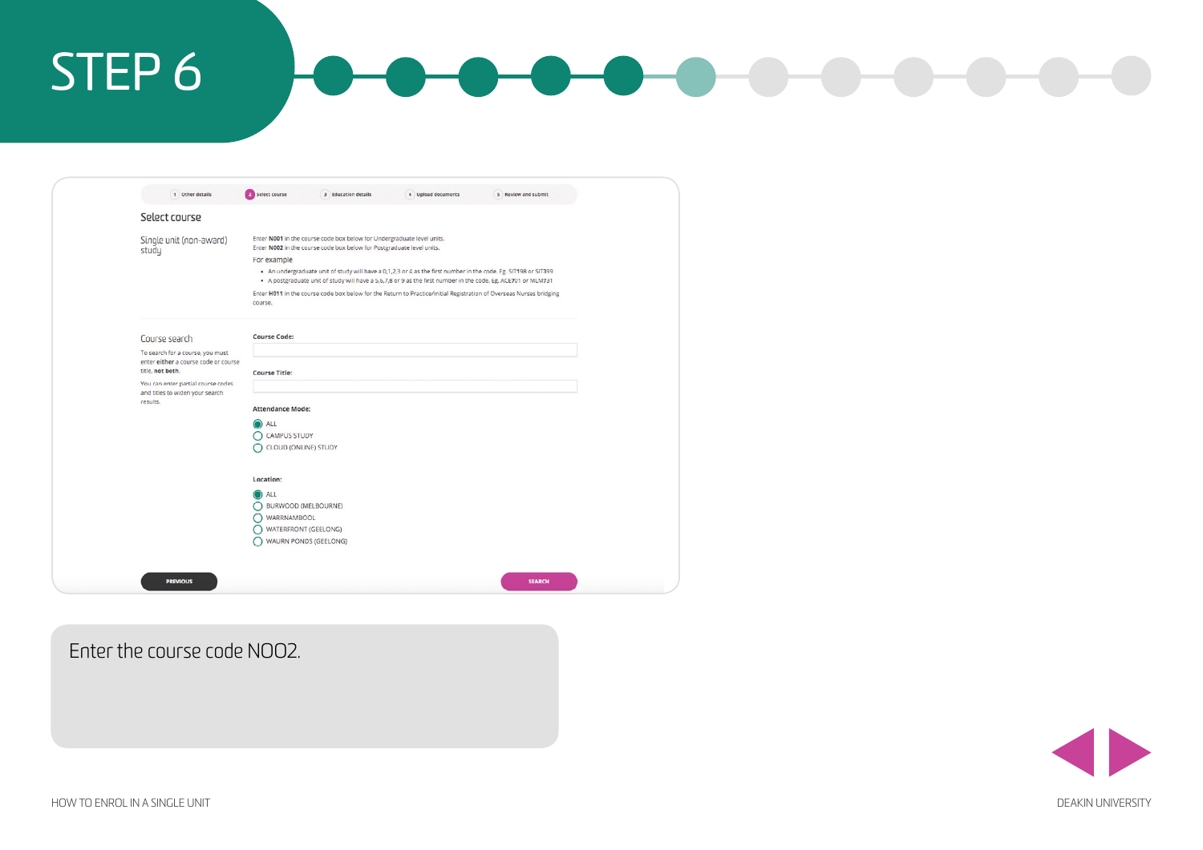# STEP 6

1 Other details | 2 Select course | 3 Education details | 4 Upload documents | 5 Review and submit

## Select course

**Single unit (non-award) study**

Enter **N001** in the course code box below for Undergraduate level units.
Enter **N002** in the course code box below for Postgraduate level units.

For example

- An undergraduate unit of study will have a 0,1,2,3 or 4 as the first number in the code. Eg. SIT198 or SIT399
- A postgraduate unit of study will have a 5,6,7,8 or 9 as the first number in the code. Eg. ACE701 or MLM731

Enter **H011** in the course code box below for the Return to Practice/Initial Registration of Overseas Nurses bridging course.

**Course search**

To search for a course, you must enter **either** a course code or course title, **not both**.

You can enter partial course codes and titles to widen your search results.

**Course Code:**

**Course Title:**

**Attendance Mode:**

- ALL
- CAMPUS STUDY
- CLOUD (ONLINE) STUDY

**Location:**

- ALL
- BURWOOD (MELBOURNE)
- WARRNAMBOOL
- WATERFRONT (GEELONG)
- WAURN PONDS (GEELONG)

PREVIOUS | SEARCH

Enter the course code NOO2.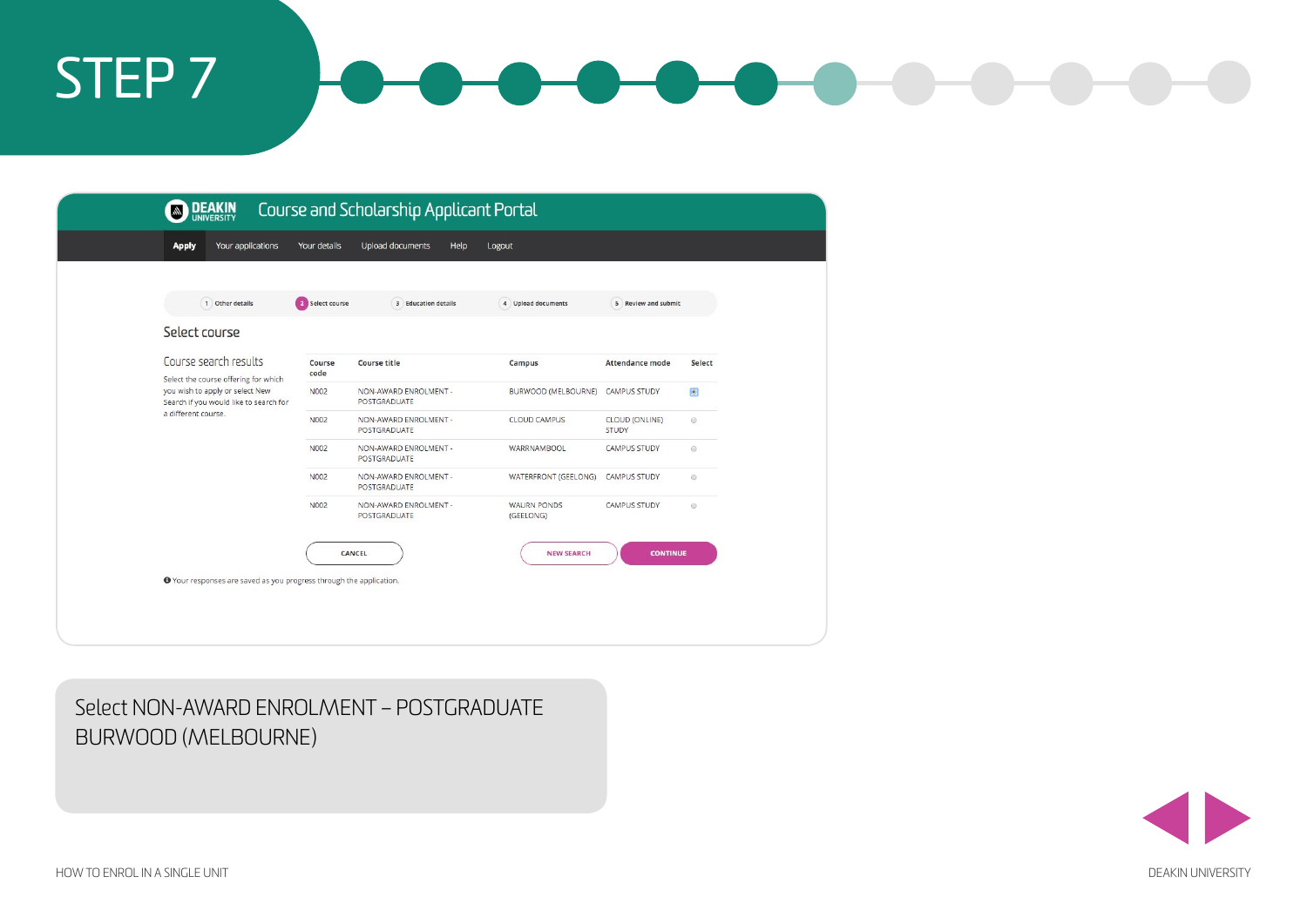# STEP 7

**DEAKIN UNIVERSITY** Course and Scholarship Applicant Portal

Apply | Your applications | Your details | Upload documents | Help | Logout

1 Other details | 2 Select course | 3 Education details | 4 Upload documents | 5 Review and submit

## Select course

### Course search results

Select the course offering for which you wish to apply or select New Search if you would like to search for a different course.

| Course code | Course title | Campus | Attendance mode | Select |
|---|---|---|---|---|
| N002 | NON-AWARD ENROLMENT - POSTGRADUATE | BURWOOD (MELBOURNE) | CAMPUS STUDY | ● |
| N002 | NON-AWARD ENROLMENT - POSTGRADUATE | CLOUD CAMPUS | CLOUD (ONLINE) STUDY | ○ |
| N002 | NON-AWARD ENROLMENT - POSTGRADUATE | WARRNAMBOOL | CAMPUS STUDY | ○ |
| N002 | NON-AWARD ENROLMENT - POSTGRADUATE | WATERFRONT (GEELONG) | CAMPUS STUDY | ○ |
| N002 | NON-AWARD ENROLMENT - POSTGRADUATE | WAURN PONDS (GEELONG) | CAMPUS STUDY | ○ |

CANCEL | NEW SEARCH | CONTINUE

Your responses are saved as you progress through the application.

Select NON-AWARD ENROLMENT – POSTGRADUATE BURWOOD (MELBOURNE)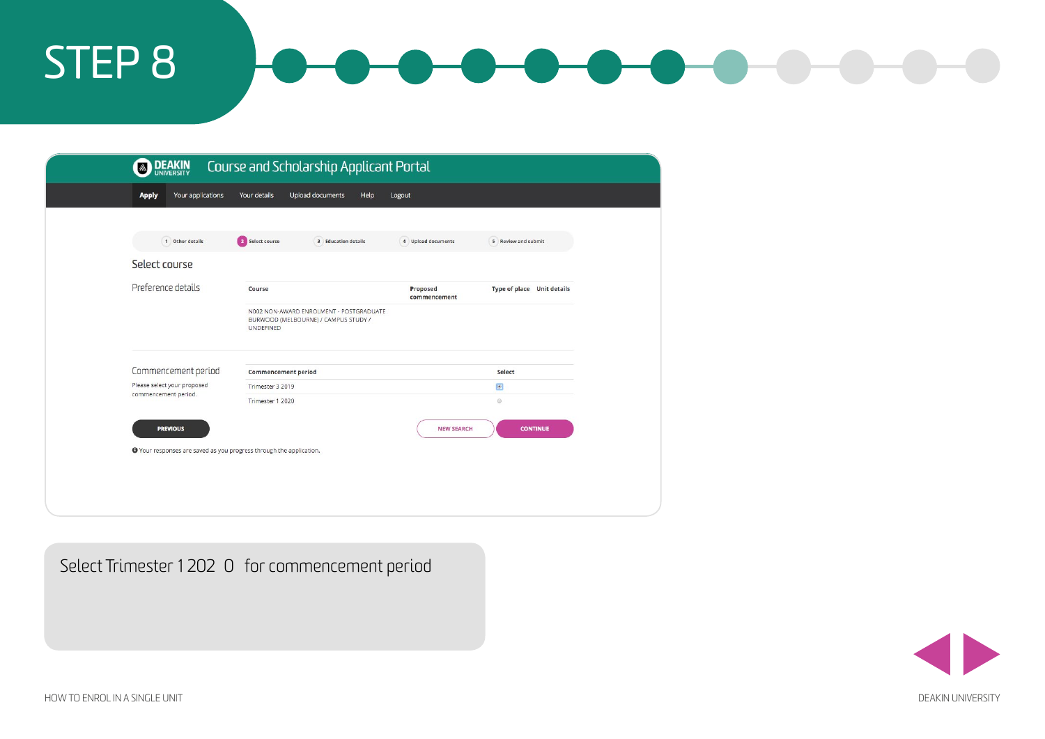# STEP 8

**DEAKIN UNIVERSITY** Course and Scholarship Applicant Portal

Apply | Your applications | Your details | Upload documents | Help | Logout

1 Other details | 2 Select course | 3 Education details | 4 Upload documents | 5 Review and submit

## Select course

### Preference details

| Course | Proposed commencement | Type of place | Unit details |
|---|---|---|---|
| N002 NON-AWARD ENROLMENT - POSTGRADUATE BURWOOD (MELBOURNE) / CAMPUS STUDY / UNDEFINED | | | |

### Commencement period

Please select your proposed commencement period.

| Commencement period | Select |
|---|---|
| Trimester 3 2019 | |
| Trimester 1 2020 | |

PREVIOUS | NEW SEARCH | CONTINUE

Your responses are saved as you progress through the application.

Select Trimester 1 2020 for commencement period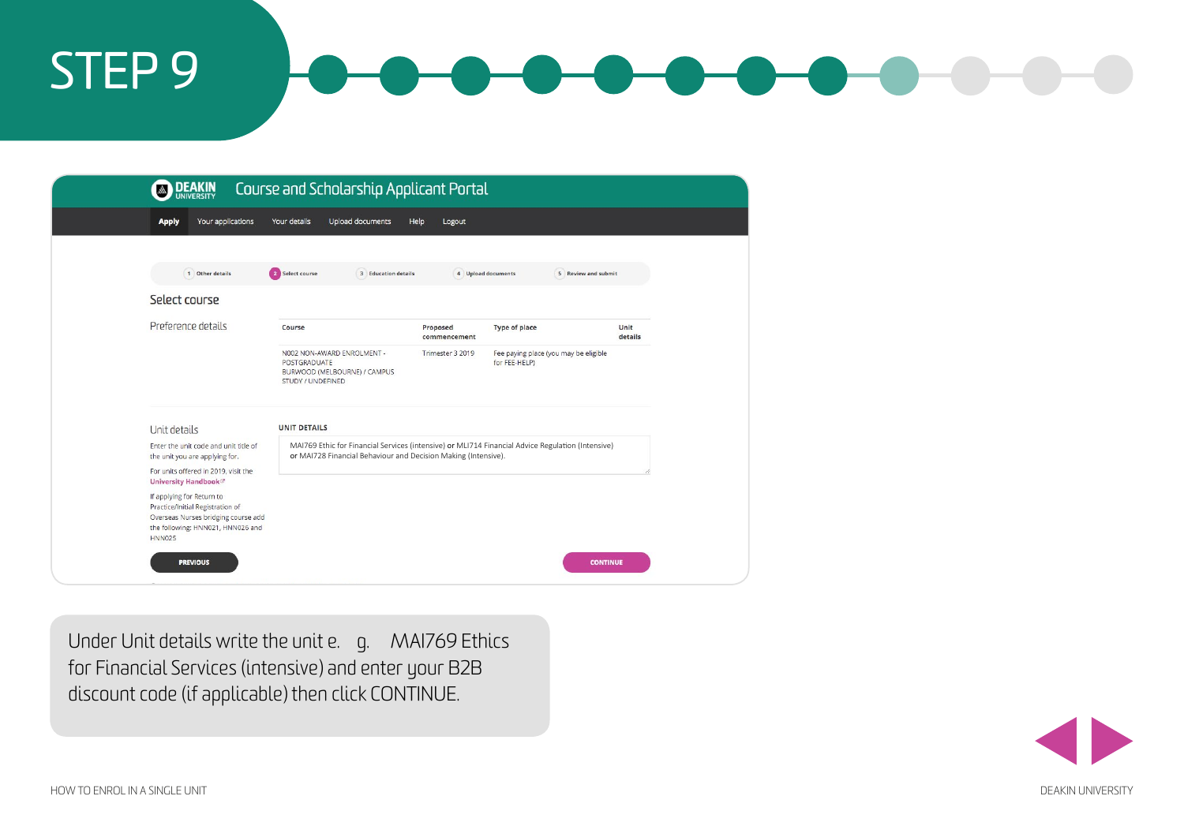# STEP 9

**DEAKIN UNIVERSITY** Course and Scholarship Applicant Portal

Apply | Your applications | Your details | Upload documents | Help | Logout

1 Other details · 2 Select course · 3 Education details · 4 Upload documents · 5 Review and submit

## Select course

### Preference details

| Course | Proposed commencement | Type of place | Unit details |
|---|---|---|---|
| N002 NON-AWARD ENROLMENT - POSTGRADUATE BURWOOD (MELBOURNE) / CAMPUS STUDY / UNDEFINED | Trimester 3 2019 | Fee paying place (you may be eligible for FEE-HELP) | |

### Unit details

Enter the unit code and unit title of the unit you are applying for.

For units offered in 2019, visit the **University Handbook**

If applying for Return to Practice/Initial Registration of Overseas Nurses bridging course add the following: HNN021, HNN026 and HNN025

**UNIT DETAILS**

MAI769 Ethic for Financial Services (intensive) or MLI714 Financial Advice Regulation (Intensive) or MAI728 Financial Behaviour and Decision Making (Intensive).

PREVIOUS | CONTINUE

Under Unit details write the unit e. g. MAI769 Ethics for Financial Services (intensive) and enter your B2B discount code (if applicable) then click CONTINUE.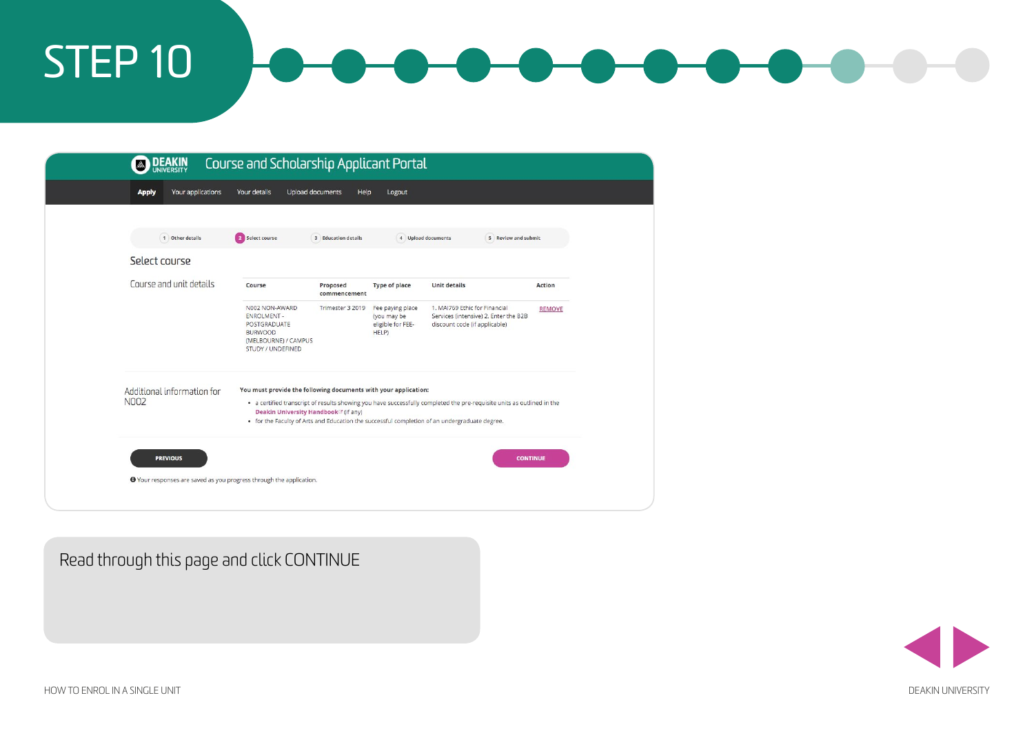# STEP 10

**DEAKIN UNIVERSITY** Course and Scholarship Applicant Portal

Apply | Your applications | Your details | Upload documents | Help | Logout

1 Other details | 2 Select course | 3 Education details | 4 Upload documents | 5 Review and submit

## Select course

Course and unit details

| Course | Proposed commencement | Type of place | Unit details | Action |
|---|---|---|---|---|
| N002 NON-AWARD ENROLMENT - POSTGRADUATE BURWOOD (MELBOURNE) / CAMPUS STUDY / UNDEFINED | Trimester 3 2019 | Fee paying place (you may be eligible for FEE-HELP) | 1. MAI769 Ethic for Financial Services (intensive) 2. Enter the B2B discount code (if applicable) | REMOVE |

Additional information for N002

**You must provide the following documents with your application:**

- a certified transcript of results showing you have successfully completed the pre-requisite units as outlined in the **Deakin University Handbook** (if any)
- for the Faculty of Arts and Education the successful completion of an undergraduate degree.

PREVIOUS | CONTINUE

Your responses are saved as you progress through the application.

Read through this page and click CONTINUE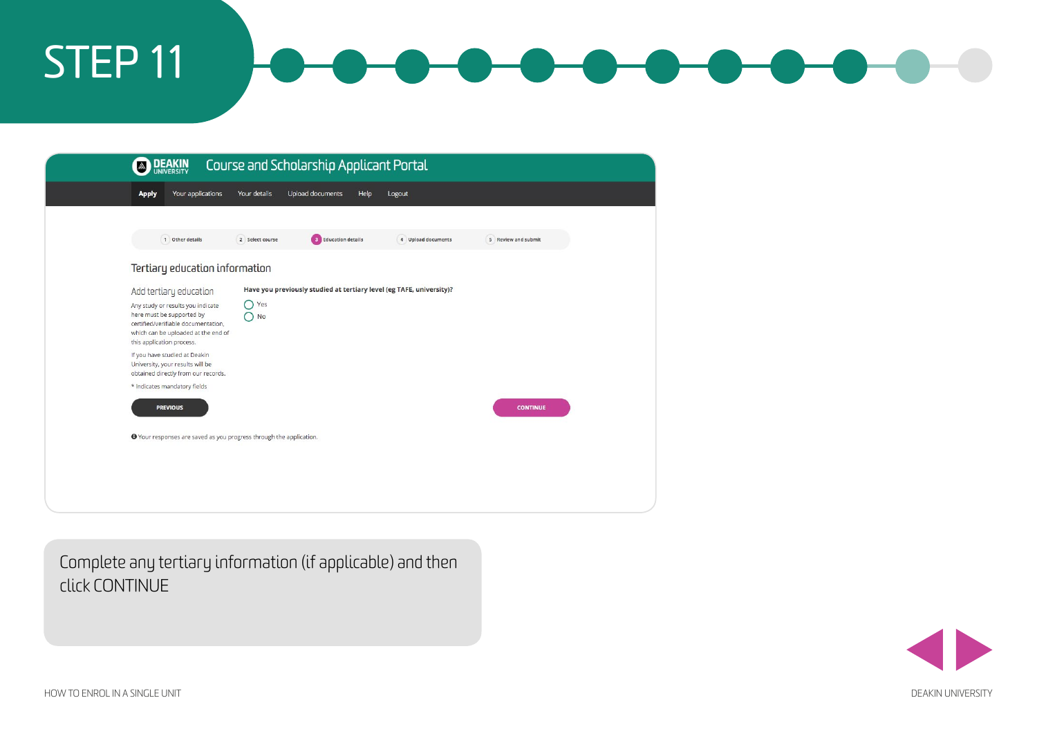# STEP 11

**DEAKIN UNIVERSITY** Course and Scholarship Applicant Portal

Apply | Your applications | Your details | Upload documents | Help | Logout

1 Other details | 2 Select course | 3 Education details | 4 Upload documents | 5 Review and submit

## Tertiary education information

### Add tertiary education

Any study or results you indicate here must be supported by certified/verifiable documentation, which can be uploaded at the end of this application process.

If you have studied at Deakin University, your results will be obtained directly from our records.

* Indicates mandatory fields

**Have you previously studied at tertiary level (eg TAFE, university)?**

- Yes
- No

PREVIOUS | CONTINUE

Your responses are saved as you progress through the application.

Complete any tertiary information (if applicable) and then click CONTINUE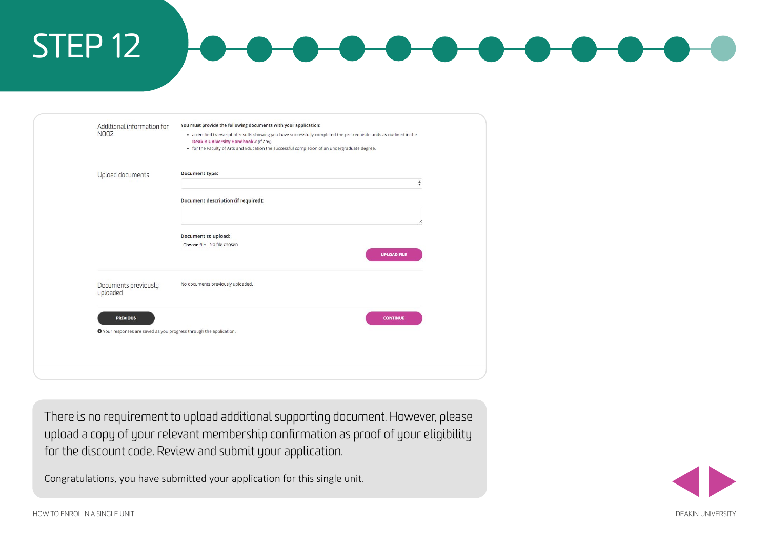# STEP 12

Additional information for N002

**You must provide the following documents with your application:**

- a certified transcript of results showing you have successfully completed the pre-requisite units as outlined in the **Deakin University Handbook** (if any)
- for the Faculty of Arts and Education the successful completion of an undergraduate degree.

Upload documents

**Document type:**

**Document description (if required):**

**Document to upload:**

Choose file No file chosen

UPLOAD FILE

Documents previously uploaded

No documents previously uploaded.

PREVIOUS

CONTINUE

Your responses are saved as you progress through the application.

There is no requirement to upload additional supporting document. However, please upload a copy of your relevant membership confirmation as proof of your eligibility for the discount code. Review and submit your application.

Congratulations, you have submitted your application for this single unit.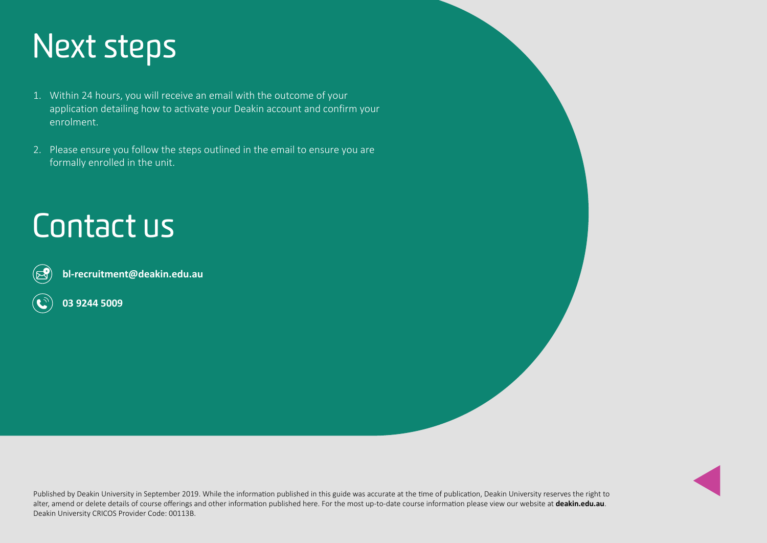# Next steps

1. Within 24 hours, you will receive an email with the outcome of your application detailing how to activate your Deakin account and confirm your enrolment.
2. Please ensure you follow the steps outlined in the email to ensure you are formally enrolled in the unit.

# Contact us

**bl-recruitment@deakin.edu.au**

**03 9244 5009**

Published by Deakin University in September 2019. While the information published in this guide was accurate at the time of publication, Deakin University reserves the right to alter, amend or delete details of course offerings and other information published here. For the most up-to-date course information please view our website at **deakin.edu.au**. Deakin University CRICOS Provider Code: 00113B.